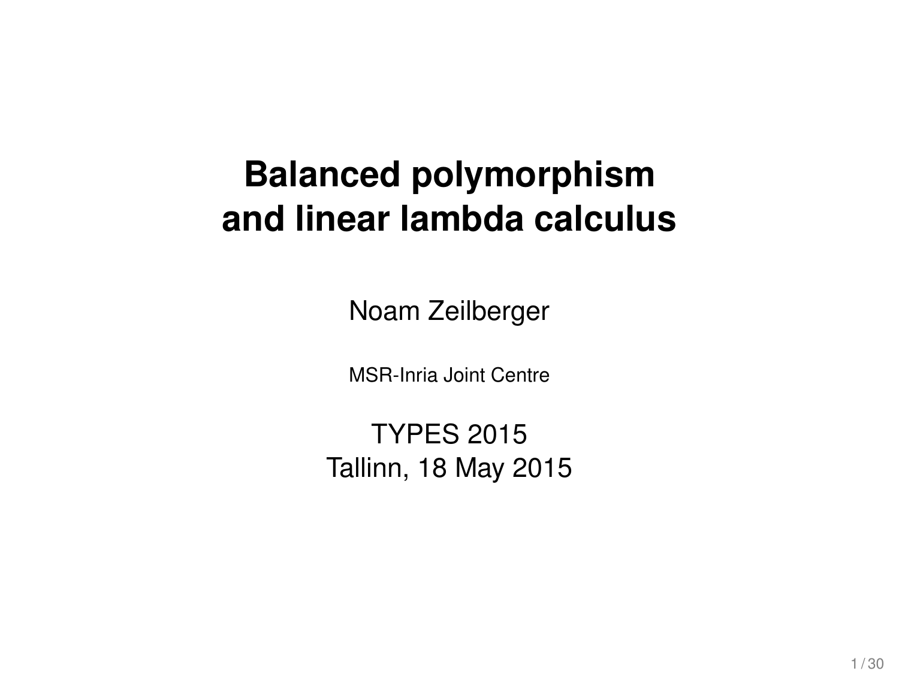# Balanced polymorphism and linear lambda calculus

Noam Zeilberger

MSR-Inria Joint Centre

TYPES 2015
Tallinn, 18 May 2015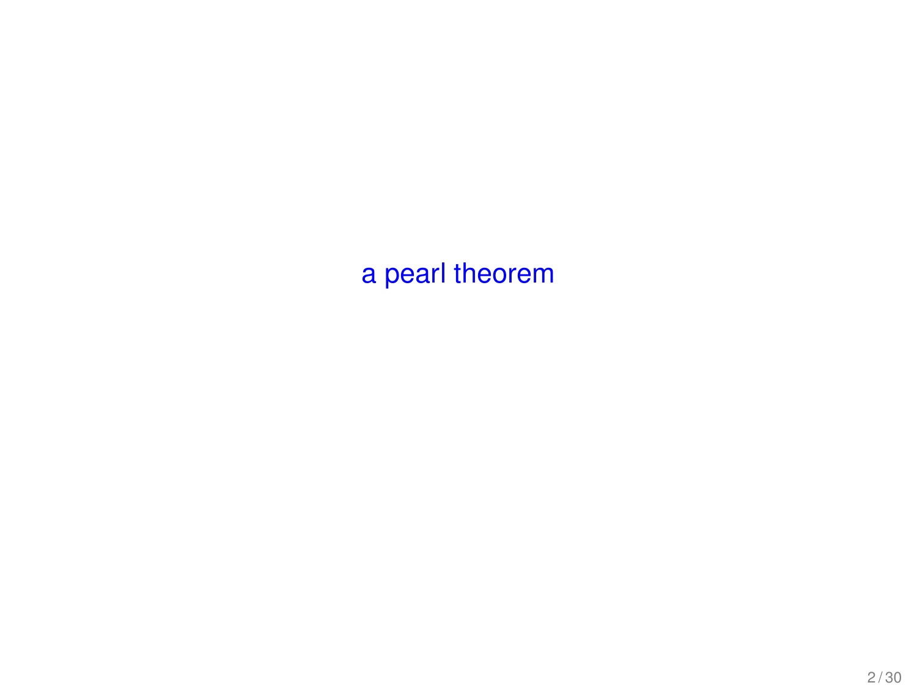a pearl theorem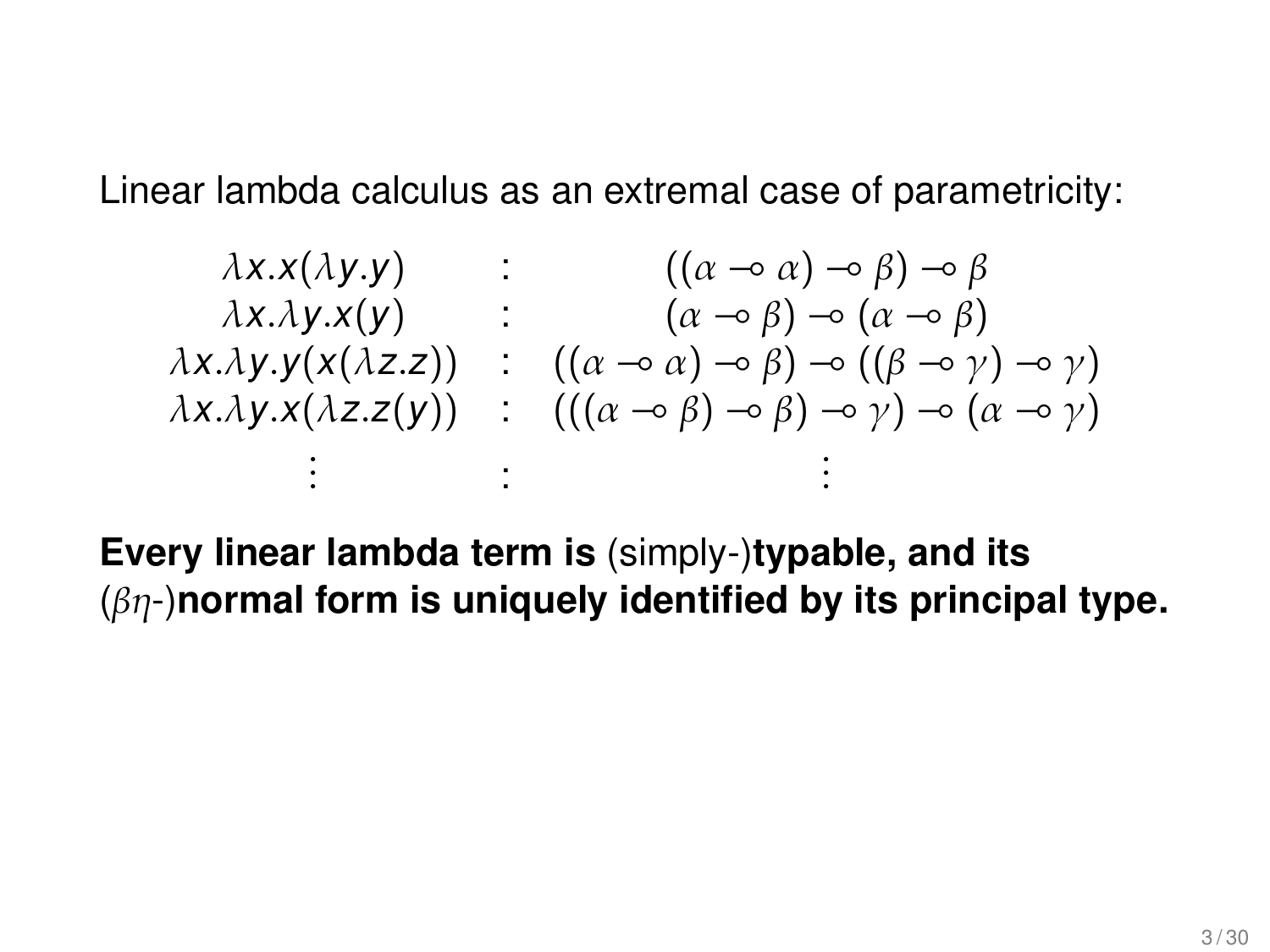Linear lambda calculus as an extremal case of parametricity:

$$
\begin{array}{ccc}
\lambda x.x(\lambda y.y) & : & ((\alpha \multimap \alpha) \multimap \beta) \multimap \beta \\
\lambda x.\lambda y.x(y) & : & (\alpha \multimap \beta) \multimap (\alpha \multimap \beta) \\
\lambda x.\lambda y.y(x(\lambda z.z)) & : & ((\alpha \multimap \alpha) \multimap \beta) \multimap ((\beta \multimap \gamma) \multimap \gamma) \\
\lambda x.\lambda y.x(\lambda z.z(y)) & : & (((\alpha \multimap \beta) \multimap \beta) \multimap \gamma) \multimap (\alpha \multimap \gamma) \\
\vdots & : & \vdots
\end{array}
$$

**Every linear lambda term is** (simply-)**typable, and its** ($\beta\eta$-)**normal form is uniquely identified by its principal type.**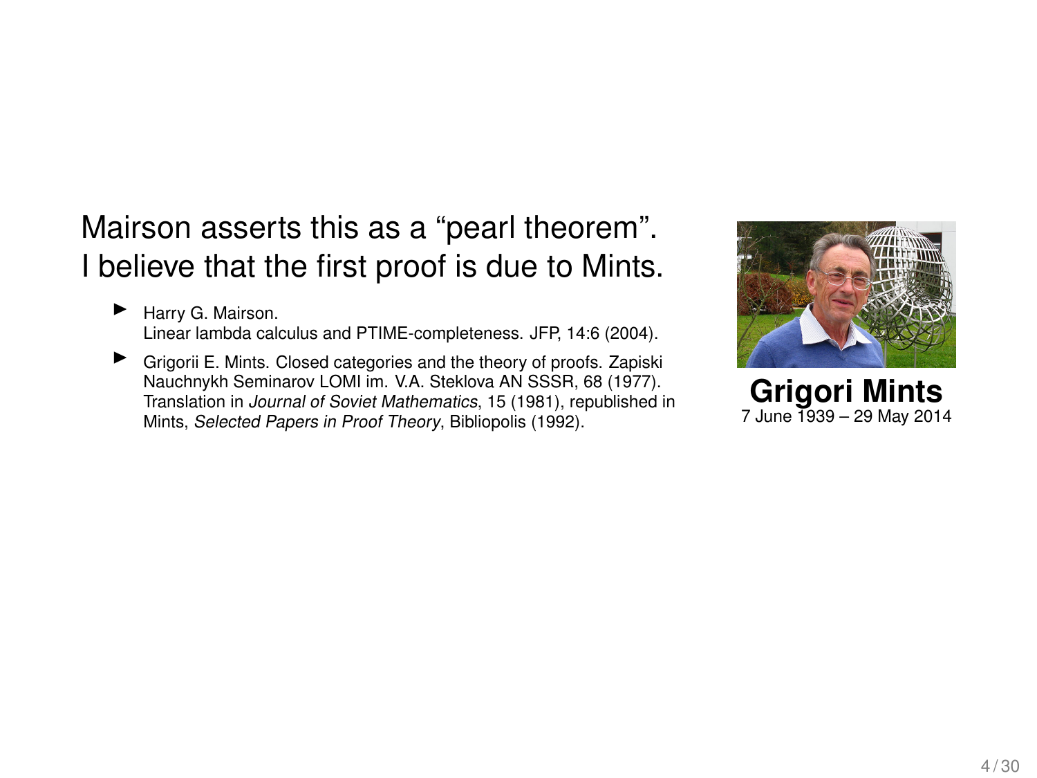Mairson asserts this as a “pearl theorem”.
I believe that the first proof is due to Mints.

- Harry G. Mairson.
  Linear lambda calculus and PTIME-completeness. JFP, 14:6 (2004).
- Grigorii E. Mints. Closed categories and the theory of proofs. Zapiski Nauchnykh Seminarov LOMI im. V.A. Steklova AN SSSR, 68 (1977). Translation in *Journal of Soviet Mathematics*, 15 (1981), republished in Mints, *Selected Papers in Proof Theory*, Bibliopolis (1992).

**Grigori Mints**
7 June 1939 – 29 May 2014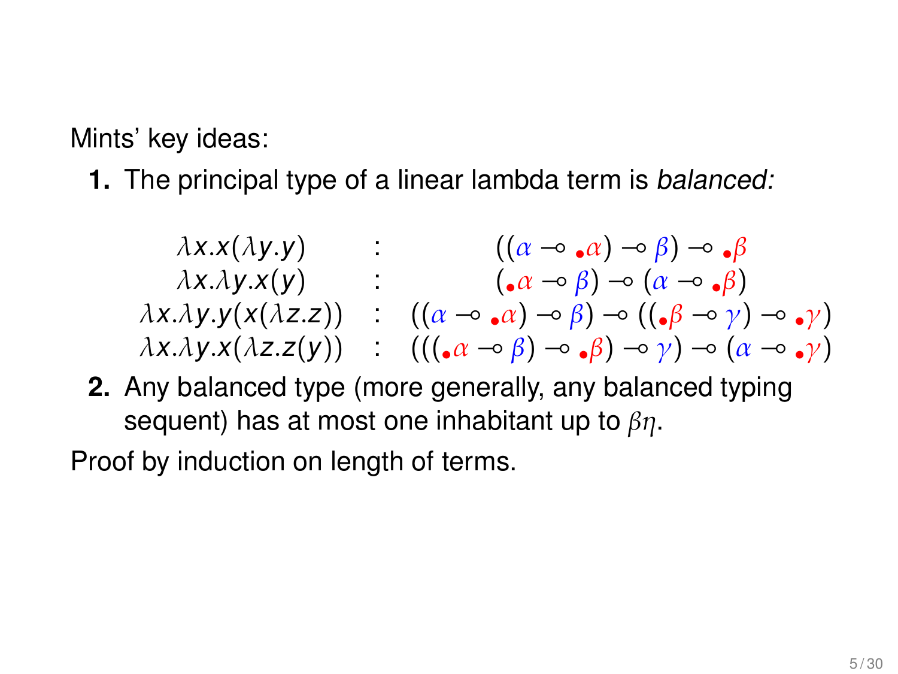Mints' key ideas:

1. The principal type of a linear lambda term is *balanced:*

$$
\begin{array}{lcl}
\lambda x.x(\lambda y.y) & : & ((\alpha \multimap {\bullet}\alpha) \multimap \beta) \multimap {\bullet}\beta \\
\lambda x.\lambda y.x(y) & : & ({\bullet}\alpha \multimap \beta) \multimap (\alpha \multimap {\bullet}\beta) \\
\lambda x.\lambda y.y(x(\lambda z.z)) & : & ((\alpha \multimap {\bullet}\alpha) \multimap \beta) \multimap (({\bullet}\beta \multimap \gamma) \multimap {\bullet}\gamma) \\
\lambda x.\lambda y.x(\lambda z.z(y)) & : & ((({\bullet}\alpha \multimap \beta) \multimap {\bullet}\beta) \multimap \gamma) \multimap (\alpha \multimap {\bullet}\gamma)
\end{array}
$$

2. Any balanced type (more generally, any balanced typing sequent) has at most one inhabitant up to $\beta\eta$.

Proof by induction on length of terms.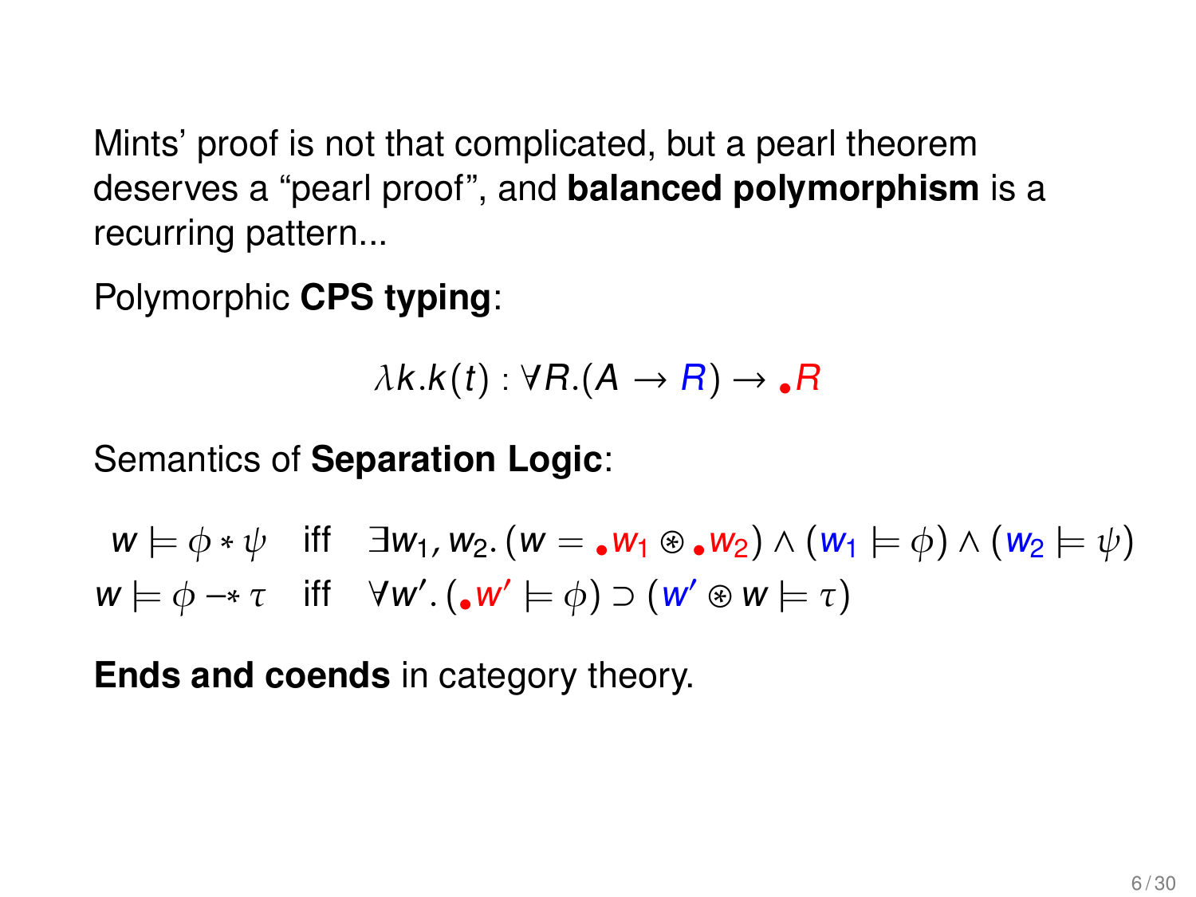Mints' proof is not that complicated, but a pearl theorem deserves a "pearl proof", and **balanced polymorphism** is a recurring pattern...

Polymorphic **CPS typing**:

$$\lambda k.k(t) : \forall R.(A \to R) \to {}_\bullet R$$

Semantics of **Separation Logic**:

$$w \models \phi * \psi \quad \text{iff} \quad \exists w_1, w_2. (w = {}_\bullet w_1 \circledast {}_\bullet w_2) \wedge (w_1 \models \phi) \wedge (w_2 \models \psi)$$

$$w \models \phi \mathrel{-\!\!*} \tau \quad \text{iff} \quad \forall w'. ({}_\bullet w' \models \phi) \supset (w' \circledast w \models \tau)$$

**Ends and coends** in category theory.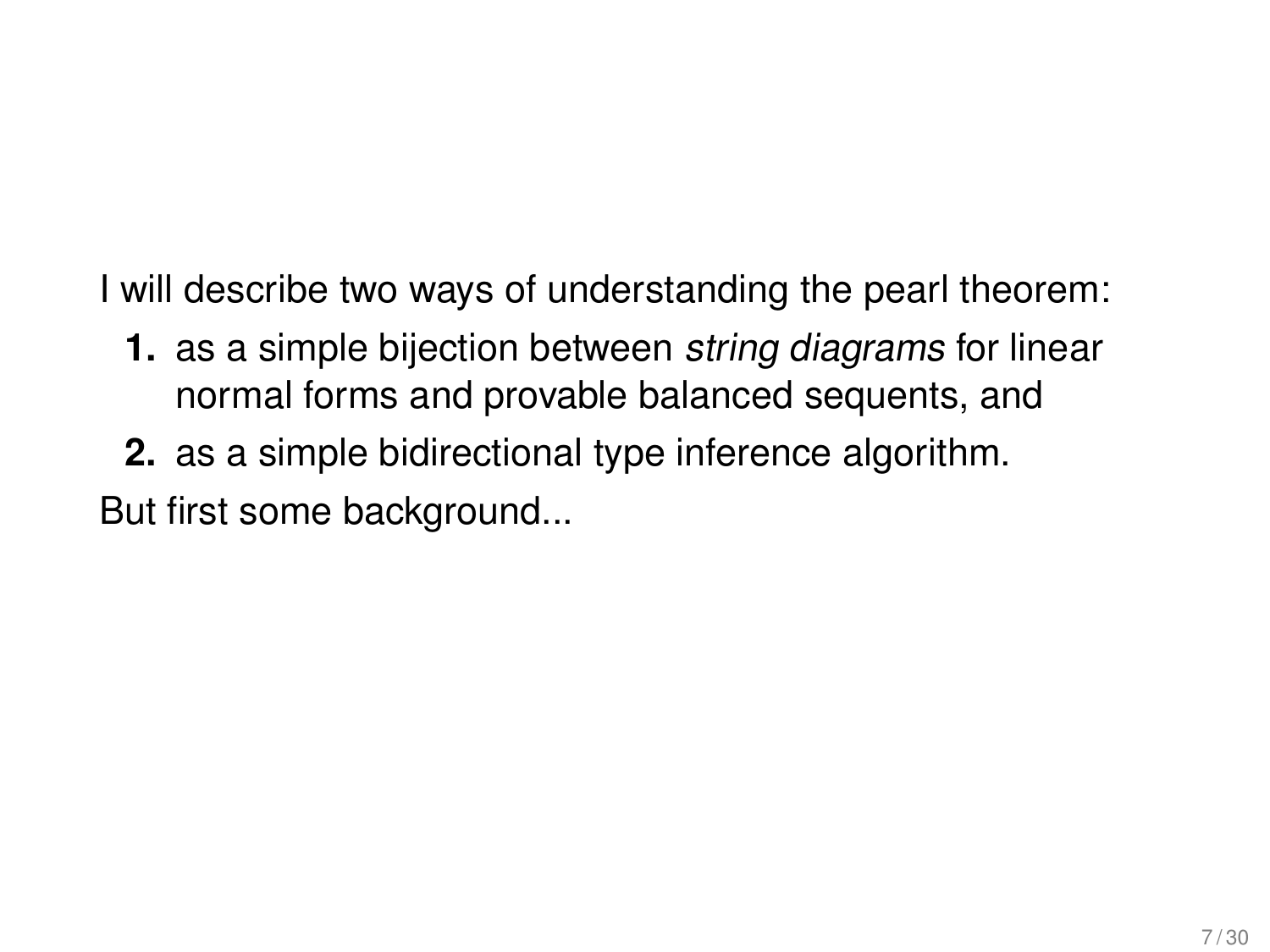I will describe two ways of understanding the pearl theorem:

1. as a simple bijection between *string diagrams* for linear normal forms and provable balanced sequents, and
2. as a simple bidirectional type inference algorithm.

But first some background...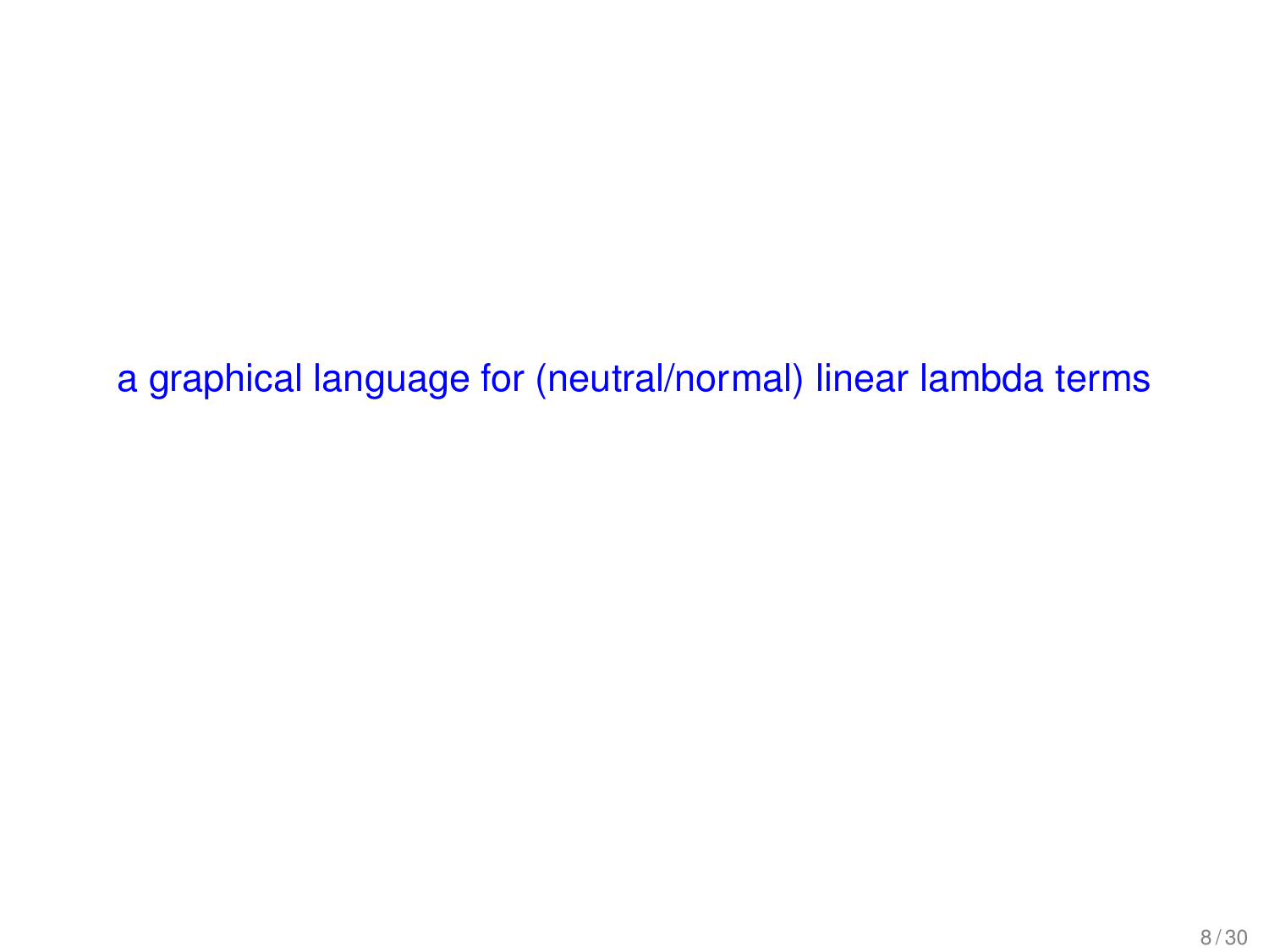a graphical language for (neutral/normal) linear lambda terms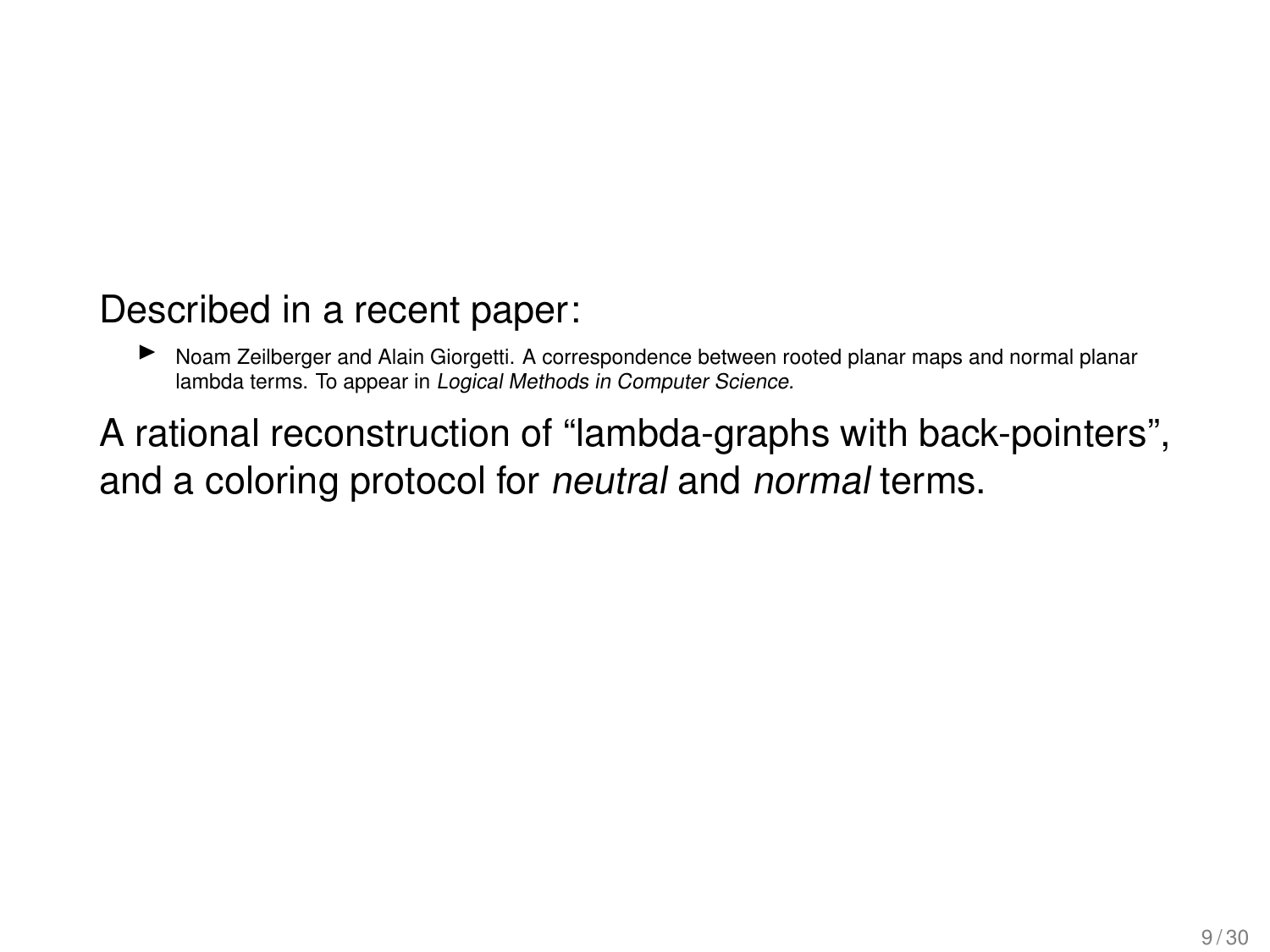Described in a recent paper:

- Noam Zeilberger and Alain Giorgetti. A correspondence between rooted planar maps and normal planar lambda terms. To appear in *Logical Methods in Computer Science.*

A rational reconstruction of "lambda-graphs with back-pointers", and a coloring protocol for *neutral* and *normal* terms.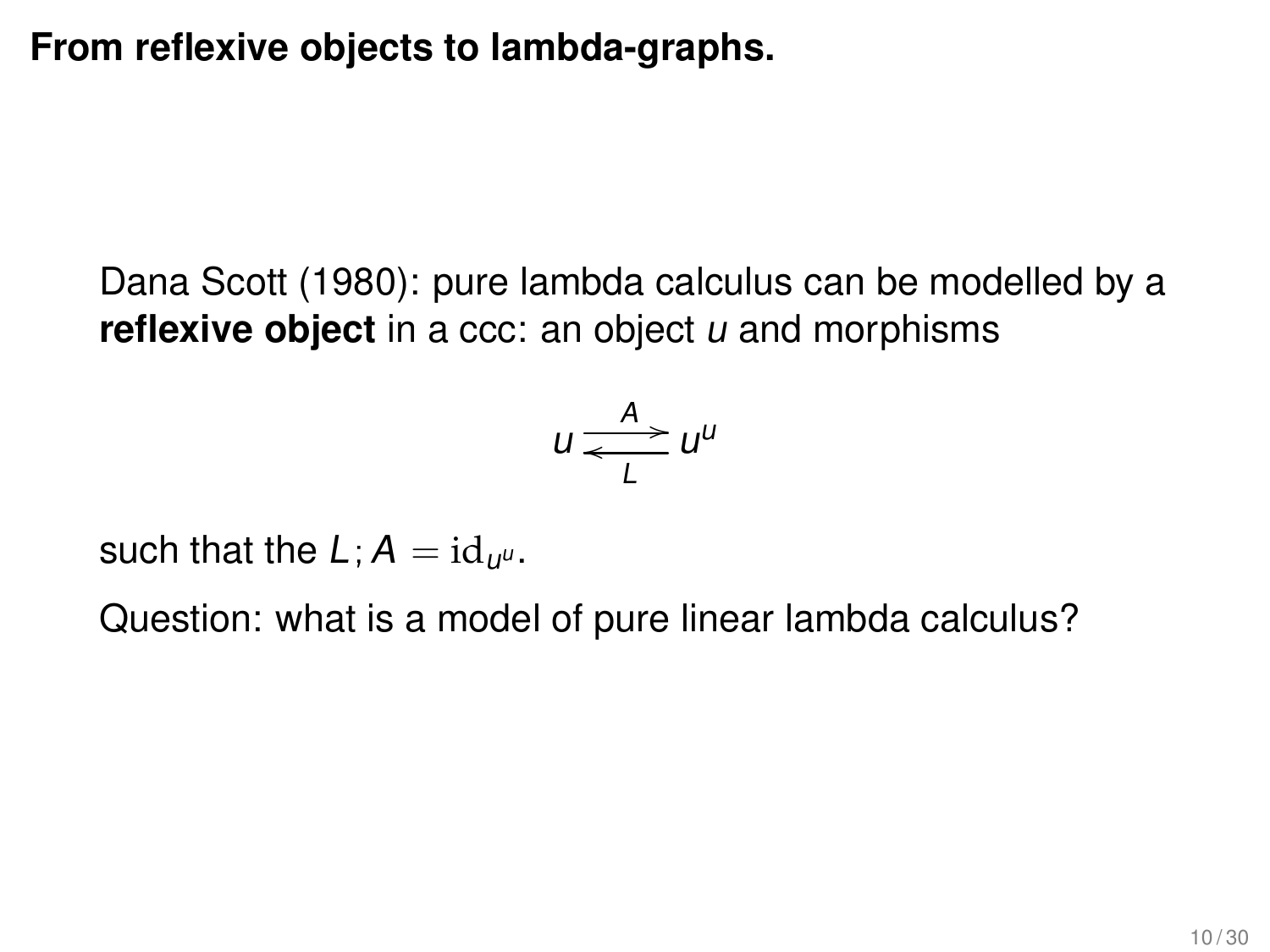**From reflexive objects to lambda-graphs.**

Dana Scott (1980): pure lambda calculus can be modelled by a **reflexive object** in a ccc: an object $u$ and morphisms

$$u \underset{L}{\overset{A}{\rightleftarrows}} u^u$$

such that the $L\,; A = \mathrm{id}_{u^u}$.

Question: what is a model of pure linear lambda calculus?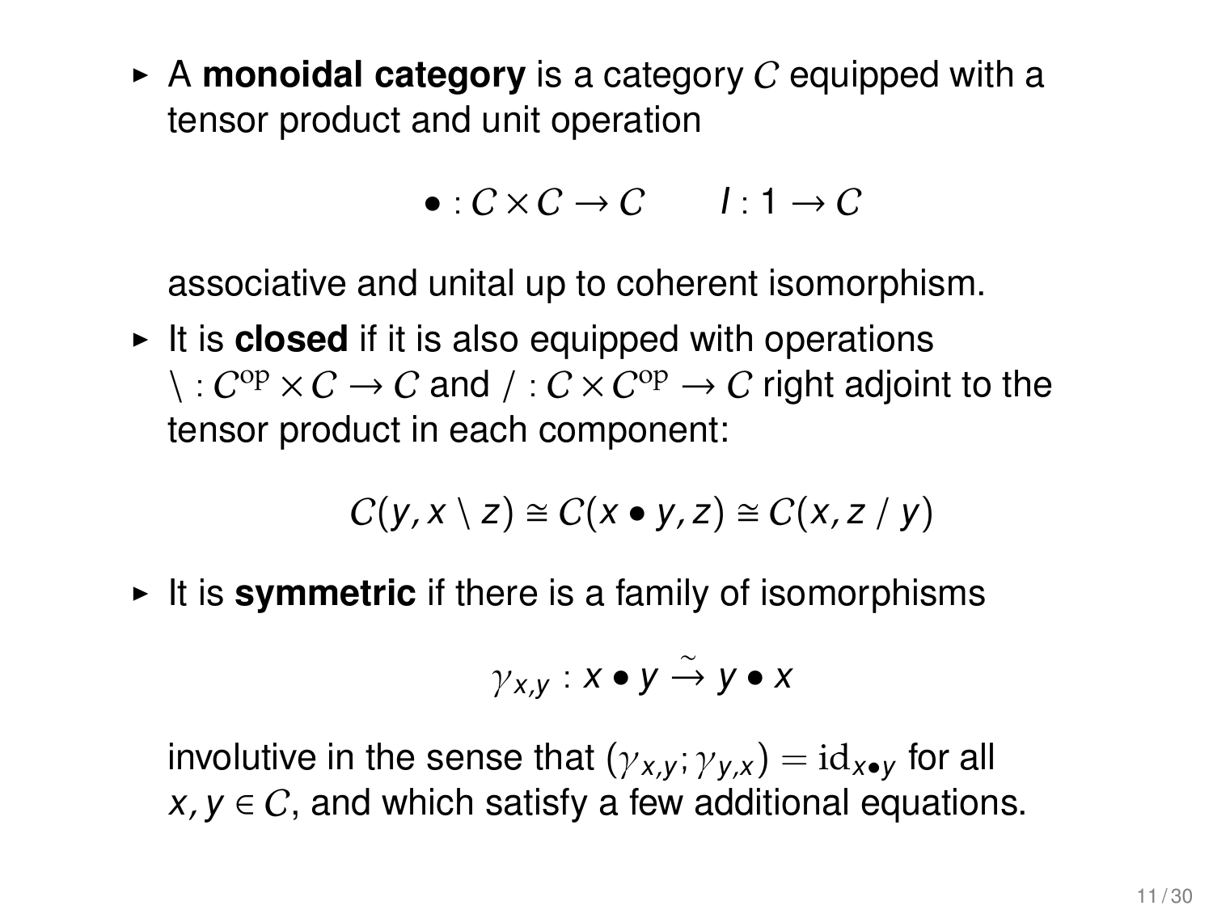- A **monoidal category** is a category $\mathcal{C}$ equipped with a tensor product and unit operation

$$\bullet : \mathcal{C} \times \mathcal{C} \to \mathcal{C} \qquad I : 1 \to \mathcal{C}$$

  associative and unital up to coherent isomorphism.

- It is **closed** if it is also equipped with operations $\backslash : \mathcal{C}^{\mathrm{op}} \times \mathcal{C} \to \mathcal{C}$ and $/ : \mathcal{C} \times \mathcal{C}^{\mathrm{op}} \to \mathcal{C}$ right adjoint to the tensor product in each component:

$$\mathcal{C}(y, x \backslash z) \cong \mathcal{C}(x \bullet y, z) \cong \mathcal{C}(x, z / y)$$

- It is **symmetric** if there is a family of isomorphisms

$$\gamma_{x,y} : x \bullet y \overset{\sim}{\to} y \bullet x$$

  involutive in the sense that $(\gamma_{x,y}; \gamma_{y,x}) = \mathrm{id}_{x \bullet y}$ for all $x, y \in \mathcal{C}$, and which satisfy a few additional equations.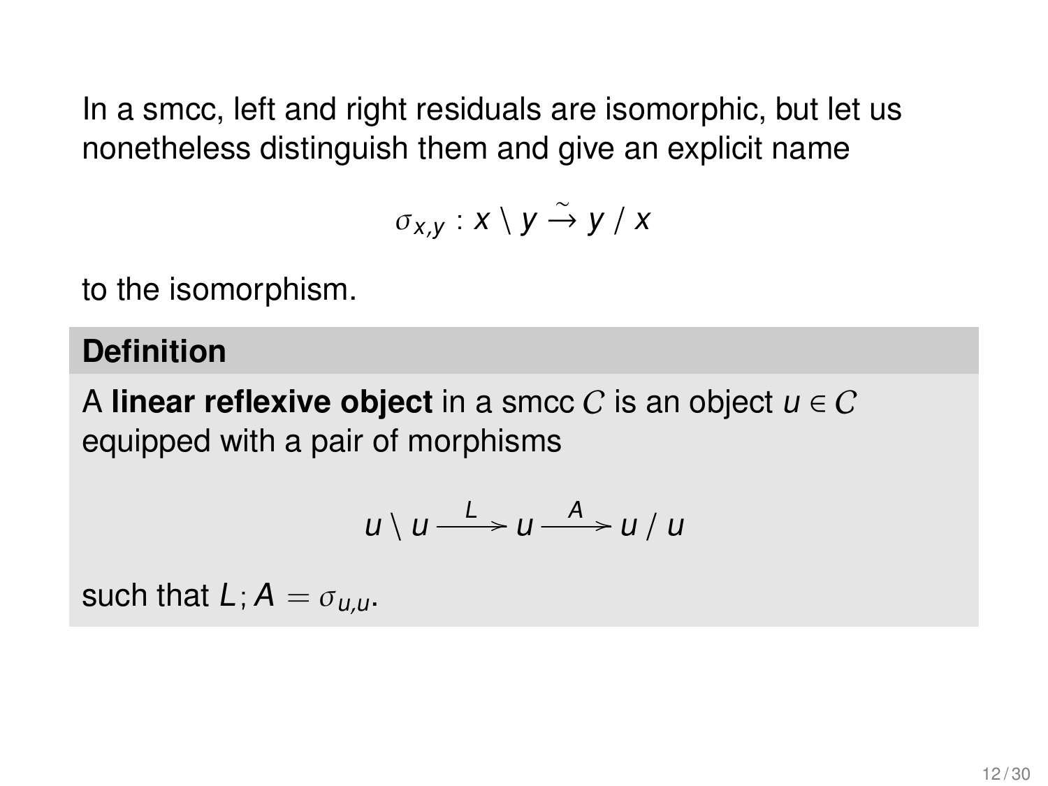In a smcc, left and right residuals are isomorphic, but let us nonetheless distinguish them and give an explicit name

$$\sigma_{x,y} : x \setminus y \xrightarrow{\sim} y \,/\, x$$

to the isomorphism.

**Definition**

A **linear reflexive object** in a smcc $\mathcal{C}$ is an object $u \in \mathcal{C}$ equipped with a pair of morphisms

$$u \setminus u \xrightarrow{L} u \xrightarrow{A} u \,/\, u$$

such that $L\,; A = \sigma_{u,u}$.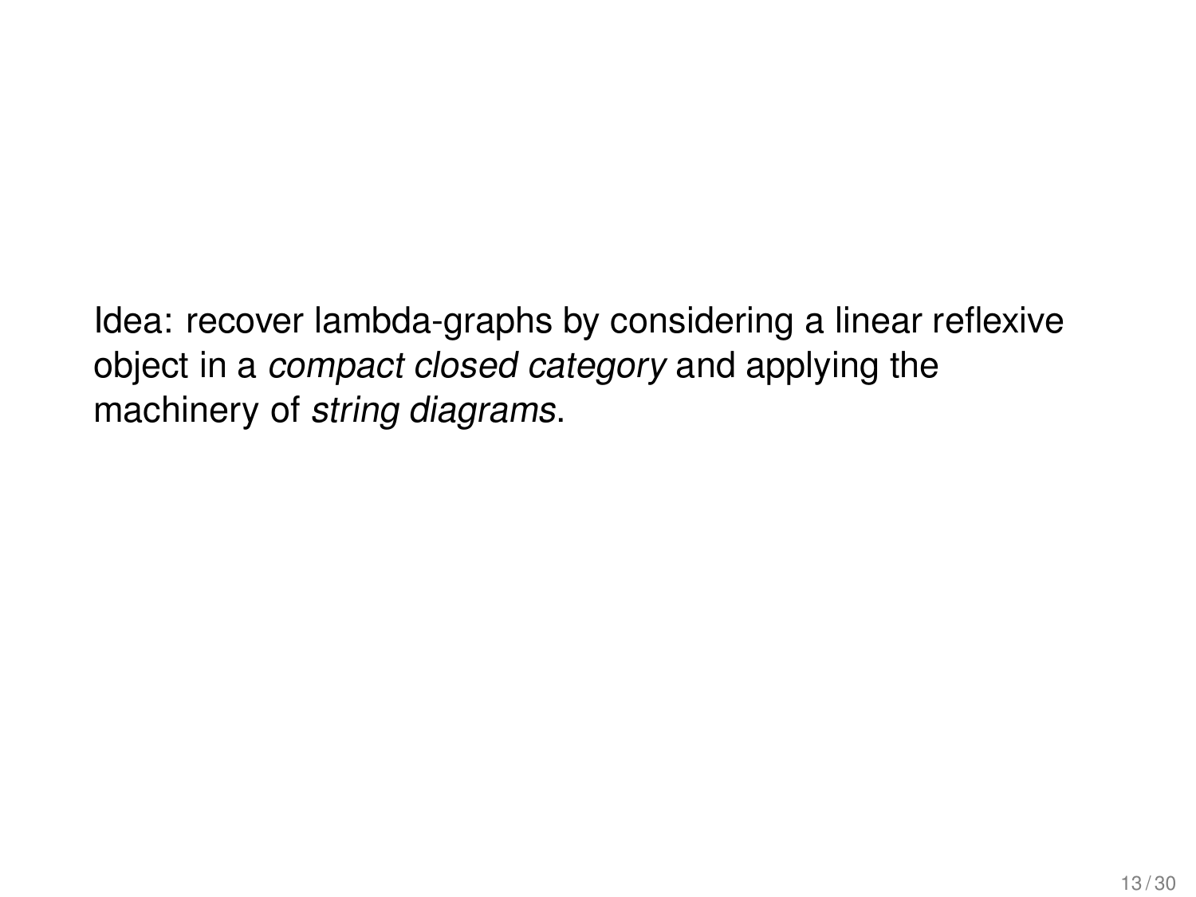Idea: recover lambda-graphs by considering a linear reflexive object in a *compact closed category* and applying the machinery of *string diagrams*.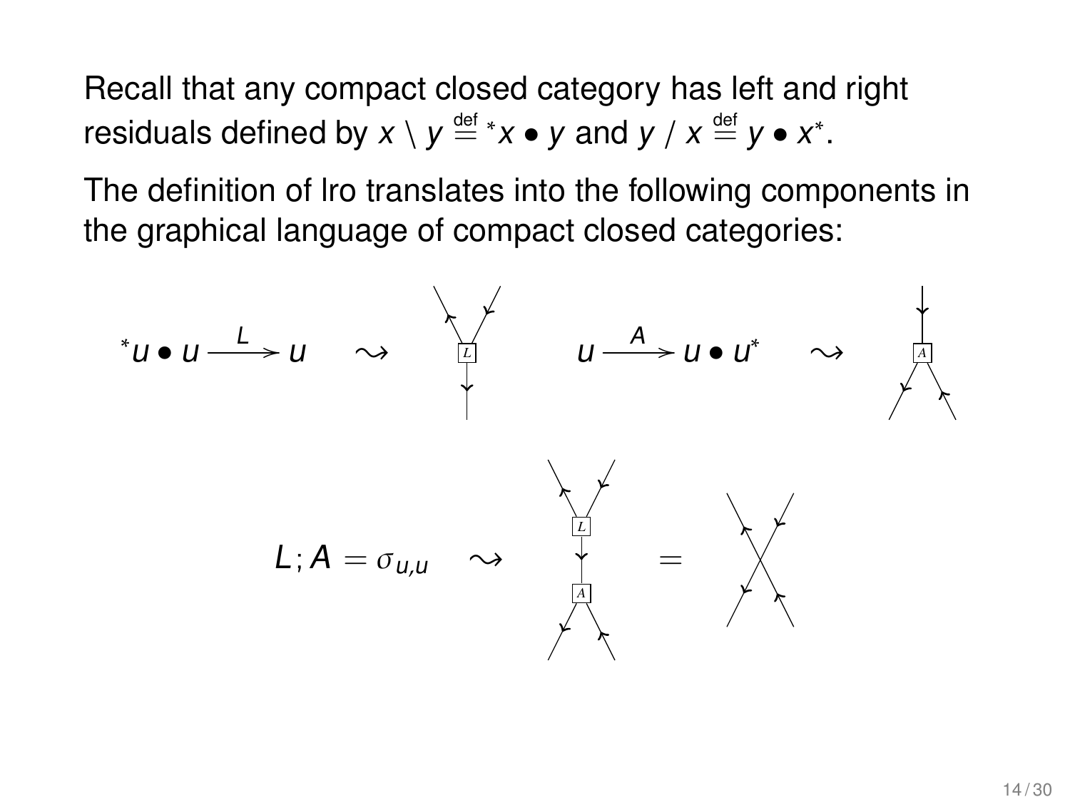Recall that any compact closed category has left and right residuals defined by $x \setminus y \stackrel{\text{def}}{=} {}^*x \bullet y$ and $y \,/\, x \stackrel{\text{def}}{=} y \bullet x^*$.

The definition of lro translates into the following components in the graphical language of compact closed categories:

$${}^*u \bullet u \xrightarrow{L} u \quad \rightsquigarrow \qquad\qquad u \xrightarrow{A} u \bullet u^* \quad \rightsquigarrow$$

$$L\,;A = \sigma_{u,u} \quad \rightsquigarrow \qquad = $$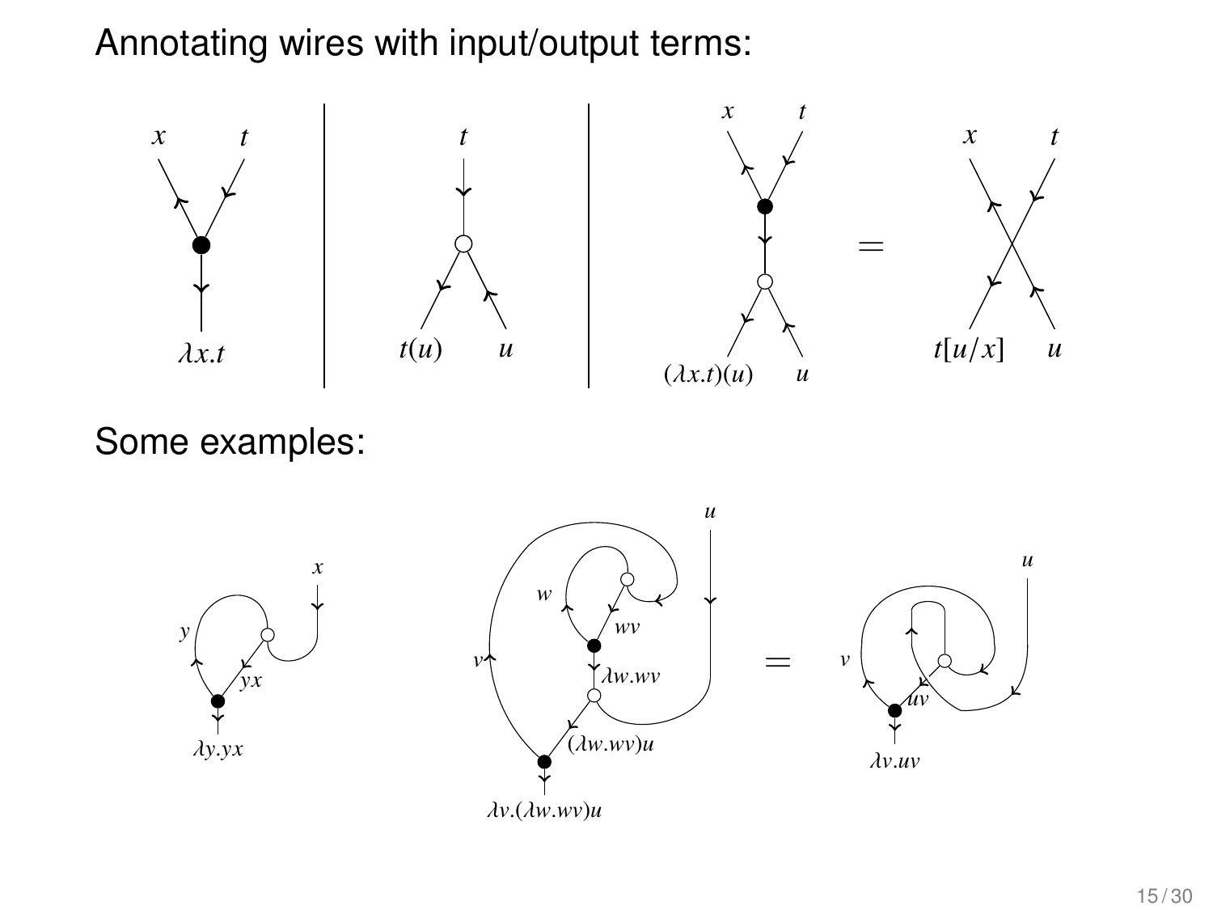Annotating wires with input/output terms:

$x$ $t$

$\lambda x.t$

$t$

$t(u)$ $u$

$x$ $t$

$(\lambda x.t)(u)$ $u$

$=$

$x$ $t$

$t[u/x]$ $u$

Some examples:

$x$

$y$

$yx$

$\lambda y.yx$

$u$

$w$

$wv$

$v$

$\lambda w.wv$

$(\lambda w.wv)u$

$\lambda v.(\lambda w.wv)u$

$=$

$u$

$v$

$uv$

$\lambda v.uv$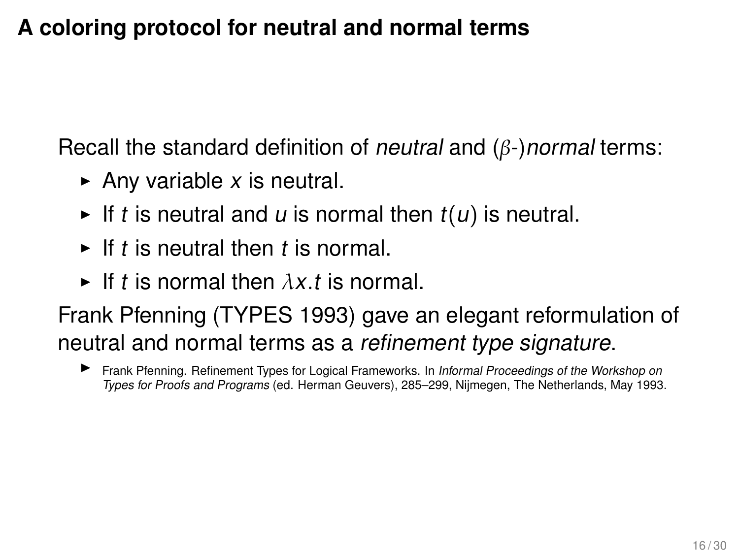# A coloring protocol for neutral and normal terms

Recall the standard definition of *neutral* and ($\beta$-)*normal* terms:

- Any variable $x$ is neutral.
- If $t$ is neutral and $u$ is normal then $t(u)$ is neutral.
- If $t$ is neutral then $t$ is normal.
- If $t$ is normal then $\lambda x.t$ is normal.

Frank Pfenning (TYPES 1993) gave an elegant reformulation of neutral and normal terms as a *refinement type signature*.

- Frank Pfenning. Refinement Types for Logical Frameworks. In *Informal Proceedings of the Workshop on Types for Proofs and Programs* (ed. Herman Geuvers), 285–299, Nijmegen, The Netherlands, May 1993.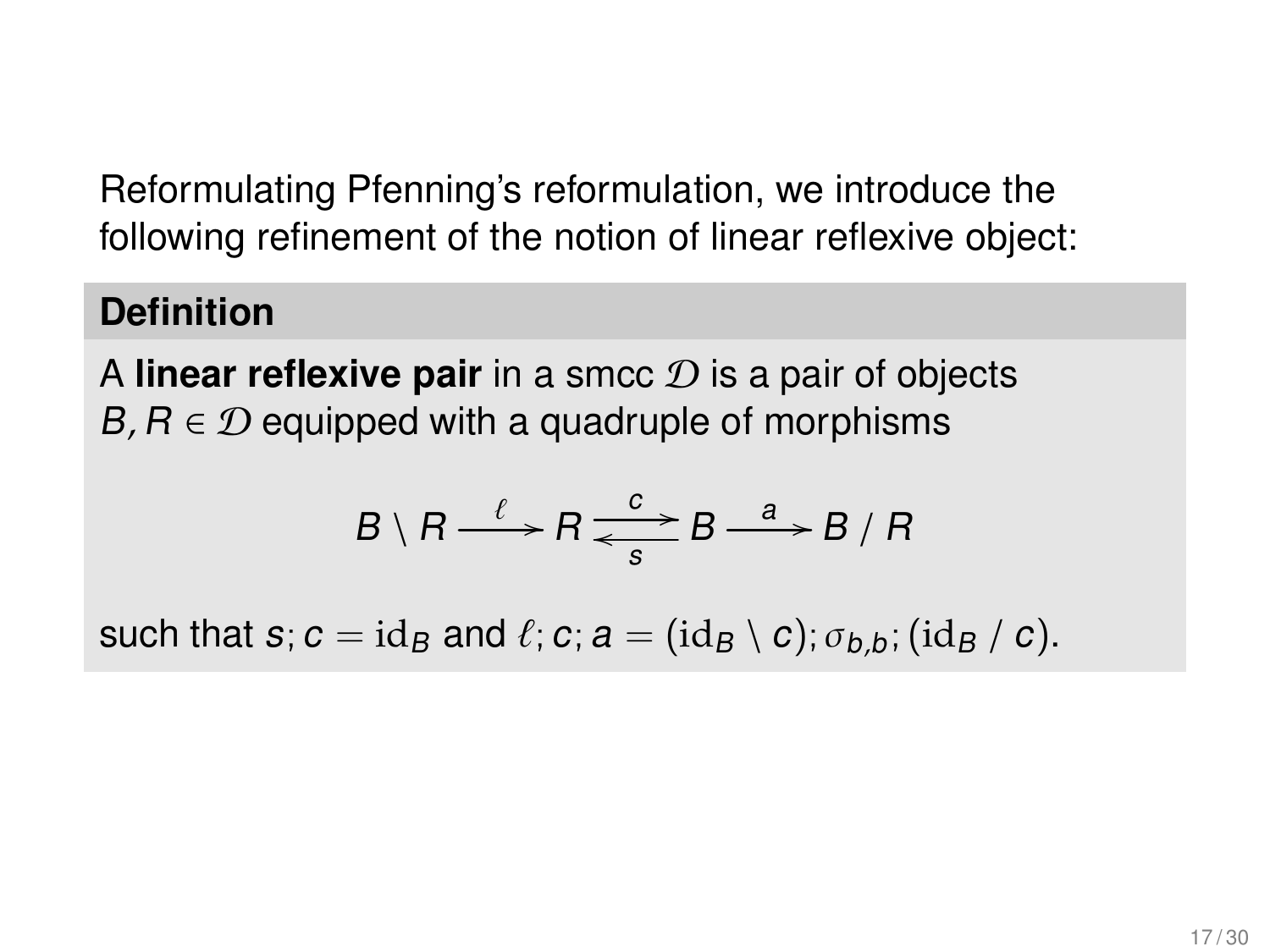Reformulating Pfenning's reformulation, we introduce the following refinement of the notion of linear reflexive object:

**Definition**

A **linear reflexive pair** in a smcc $\mathcal{D}$ is a pair of objects $B, R \in \mathcal{D}$ equipped with a quadruple of morphisms

$$B \setminus R \xrightarrow{\ell} R \underset{s}{\overset{c}{\rightleftarrows}} B \xrightarrow{a} B \,/\, R$$

such that $s; c = \mathrm{id}_B$ and $\ell; c; a = (\mathrm{id}_B \setminus c); \sigma_{b,b}; (\mathrm{id}_B \,/\, c)$.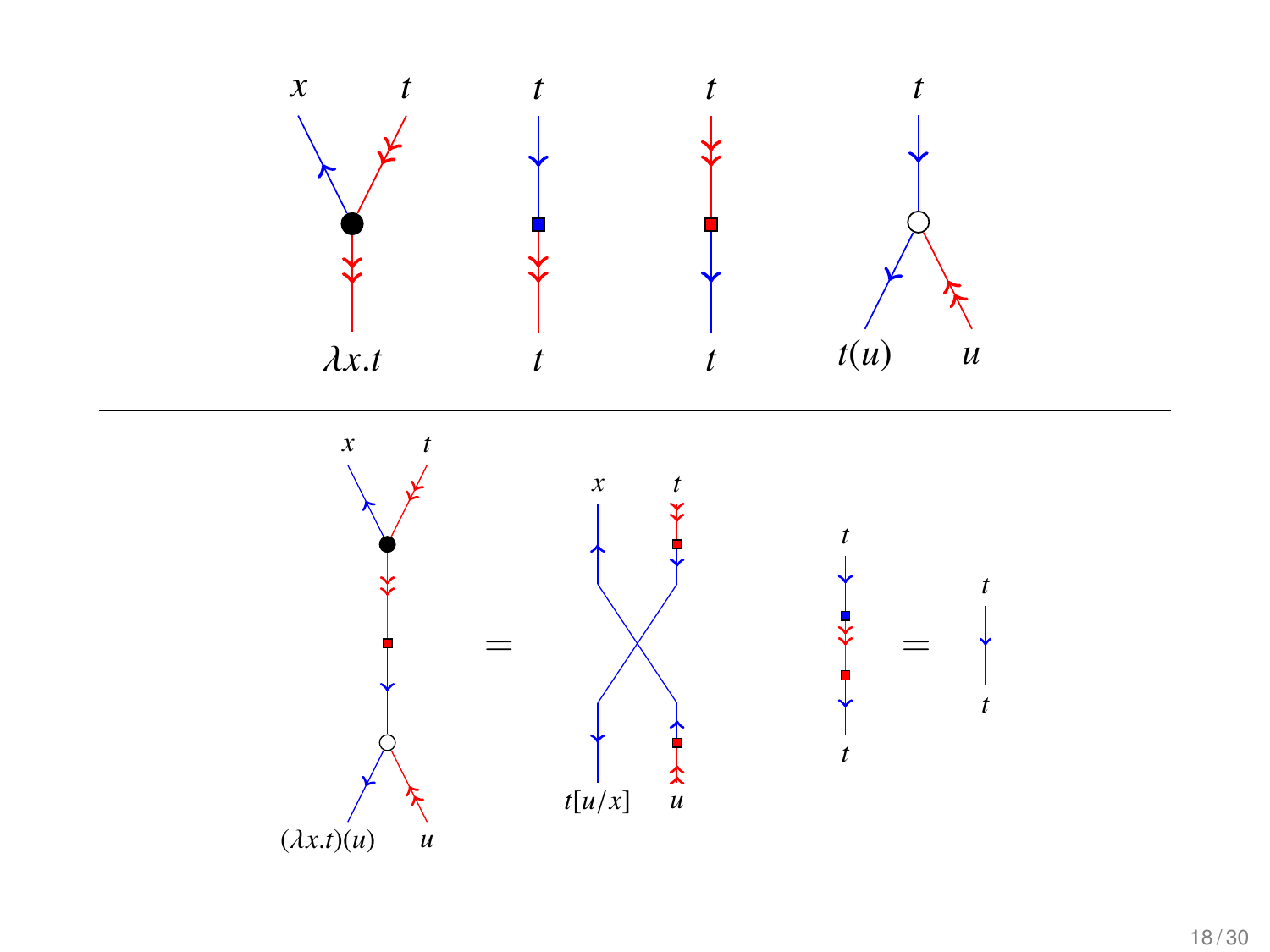$x$ $t$ $t$ $t$ $t$

$\lambda x.t$ $t$ $t$ $t(u)$ $u$

---

$x$ $t$ $x$ $t$ $t$

$=$ $=$ $t$

$t$

$(\lambda x.t)(u)$ $u$ $t[u/x]$ $u$ $t$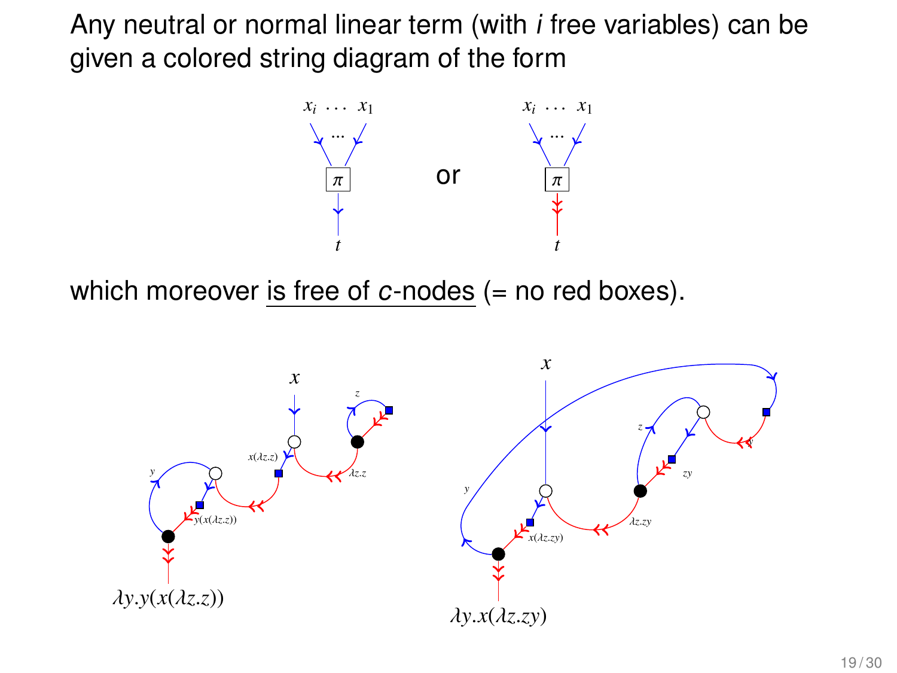Any neutral or normal linear term (with $i$ free variables) can be given a colored string diagram of the form

$x_i \; \ldots \; x_1$ — $\pi$ — $t$ or $x_i \; \ldots \; x_1$ — $\pi$ — $t$

which moreover <u>is free of $c$-nodes</u> (= no red boxes).

$\lambda y.y(x(\lambda z.z))$ $\qquad$ $\lambda y.x(\lambda z.zy)$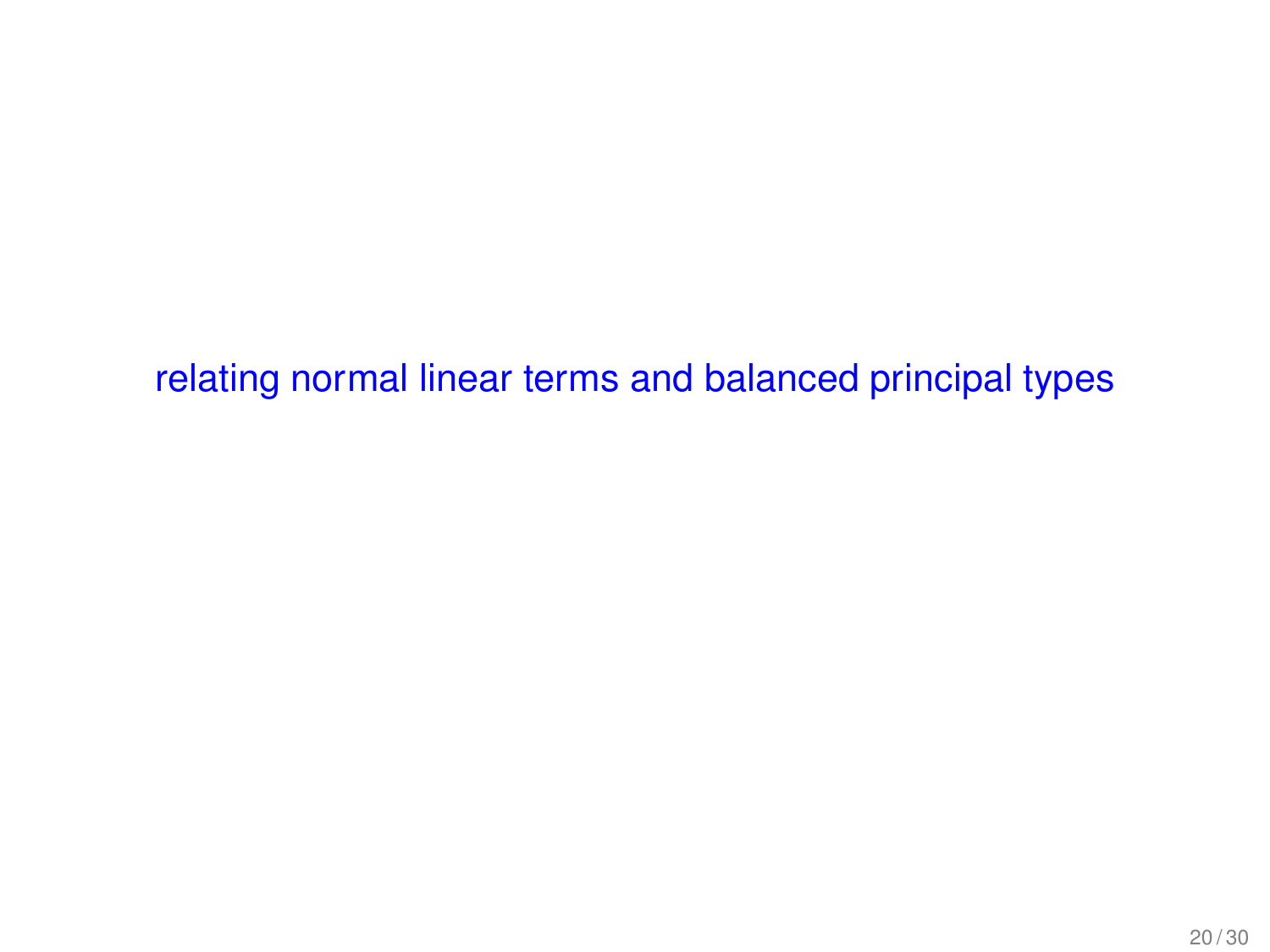# relating normal linear terms and balanced principal types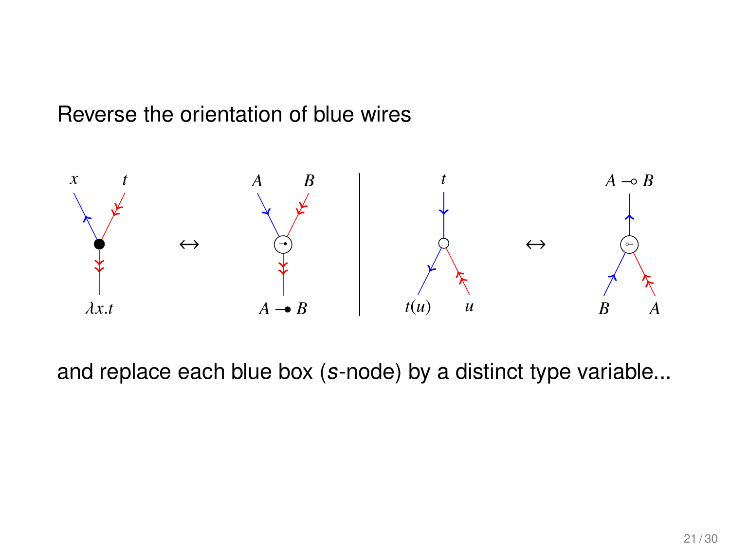Reverse the orientation of blue wires

$x$ $t$ $\lambda x.t$ $\leftrightarrow$ $A$ $B$ $A \multimap\!\bullet\, B$

$t$ $t(u)$ $u$ $\leftrightarrow$ $A \multimap\!\circ\, B$ $B$ $A$

and replace each blue box ($s$-node) by a distinct type variable...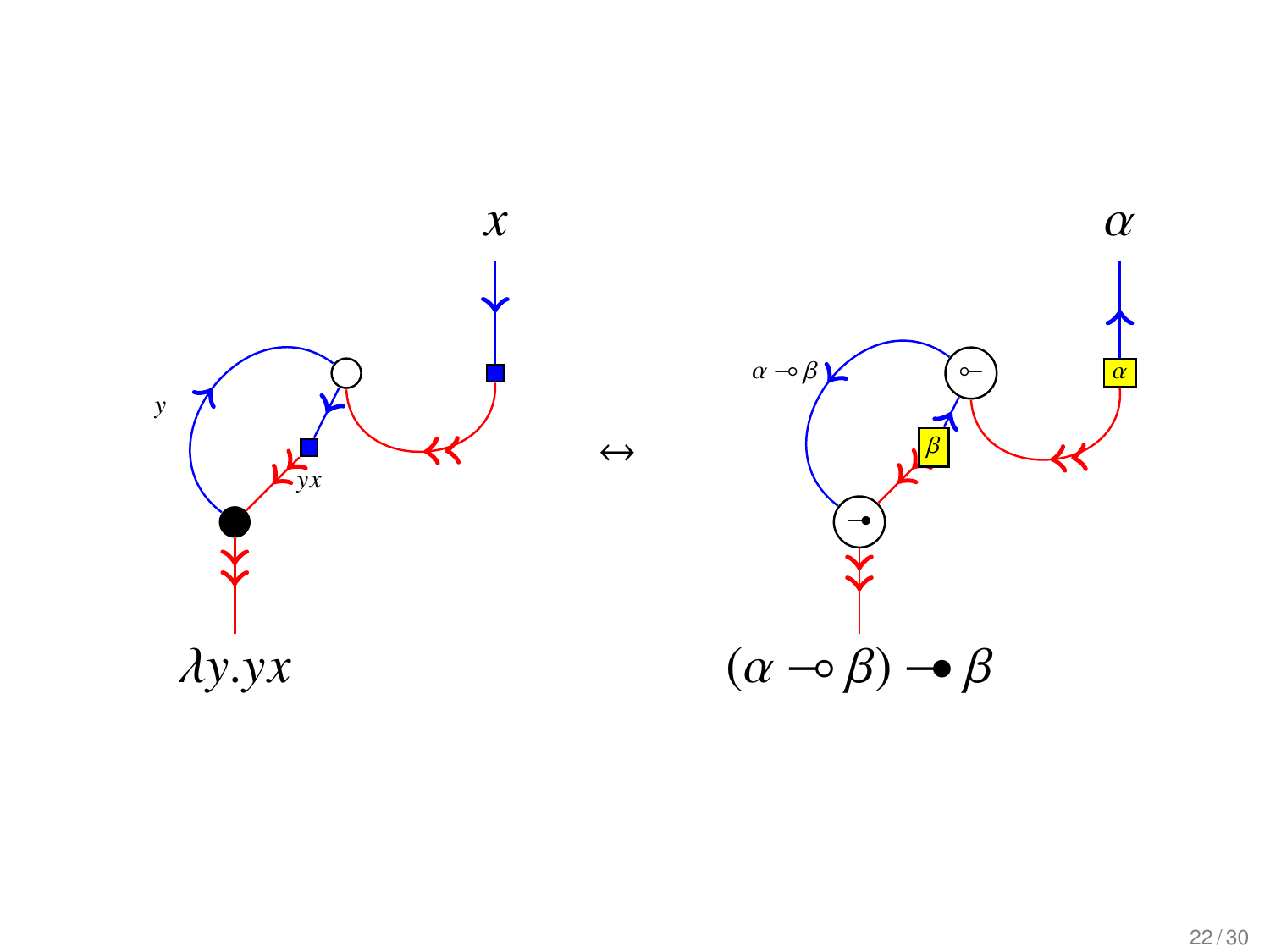$x$

$y$

$yx$

$\lambda y.yx$

$\leftrightarrow$

$\alpha$

$\alpha \multimap \beta$

$\beta$

$(\alpha \multimap \beta) \multimap \beta$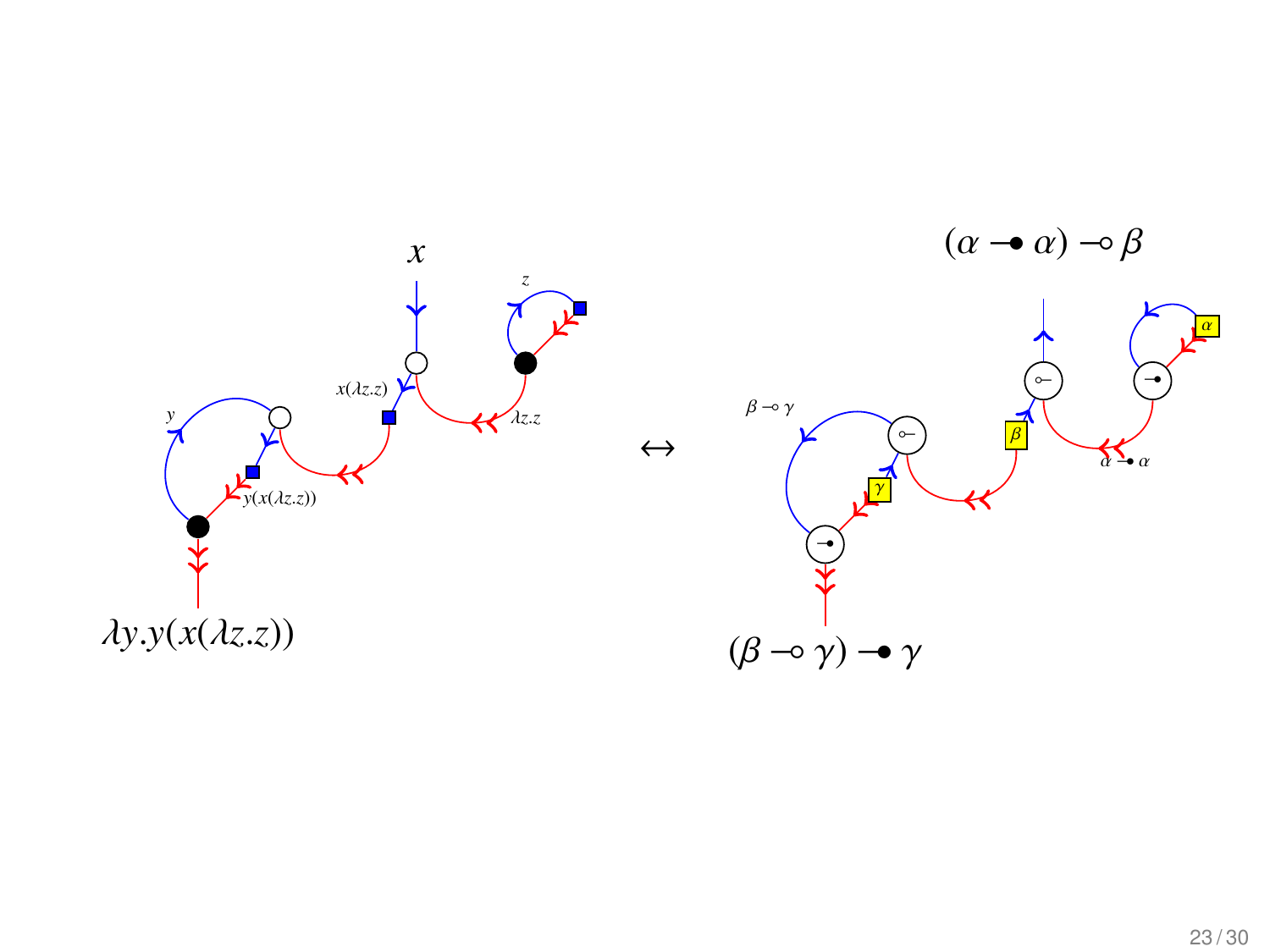$x$

$z$

$x(\lambda z.z)$

$y$

$\lambda z.z$

$y(x(\lambda z.z))$

$\lambda y.y(x(\lambda z.z))$

$\leftrightarrow$

$(\alpha \multimap\!\!\bullet\ \alpha) \multimap\!\!\circ\ \beta$

$\alpha$

$\beta \multimap\!\!\circ\ \gamma$

$\beta$

$\gamma$

$\alpha \multimap\!\!\bullet\ \alpha$

$(\beta \multimap\!\!\circ\ \gamma) \multimap\!\!\bullet\ \gamma$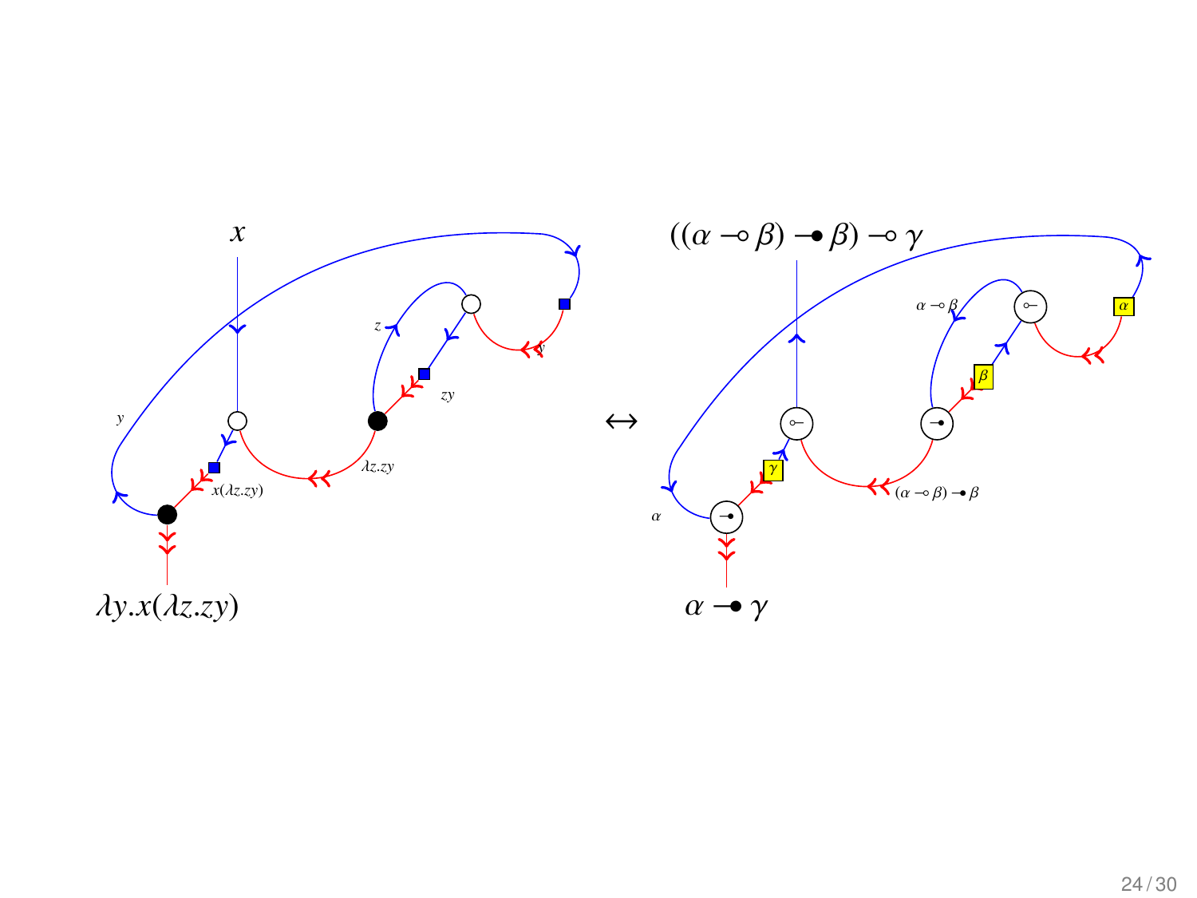$x$

$\lambda y.x(\lambda z.zy)$

$\leftrightarrow$

$((\alpha \multimap \beta) \multimap\!\!\bullet\ \beta) \multimap \gamma$

$\alpha \multimap\!\!\bullet\ \gamma$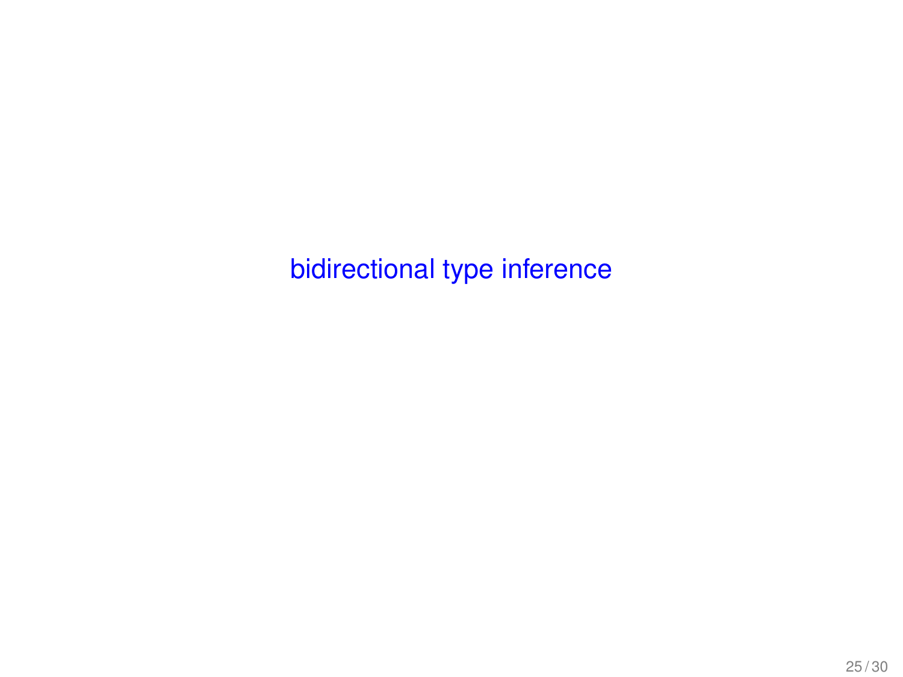# bidirectional type inference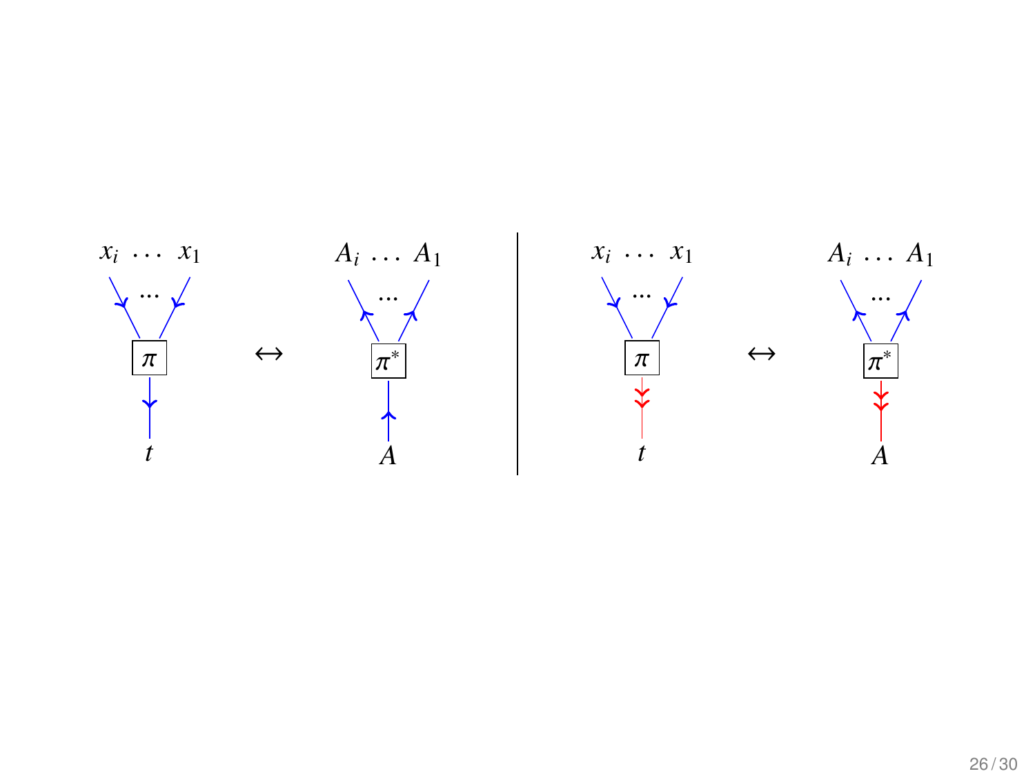$x_i \;\ldots\; x_1$

$\pi$

$t$

$\leftrightarrow$

$A_i \;\ldots\; A_1$

$\pi^*$

$A$

$x_i \;\ldots\; x_1$

$\pi$

$t$

$\leftrightarrow$

$A_i \;\ldots\; A_1$

$\pi^*$

$A$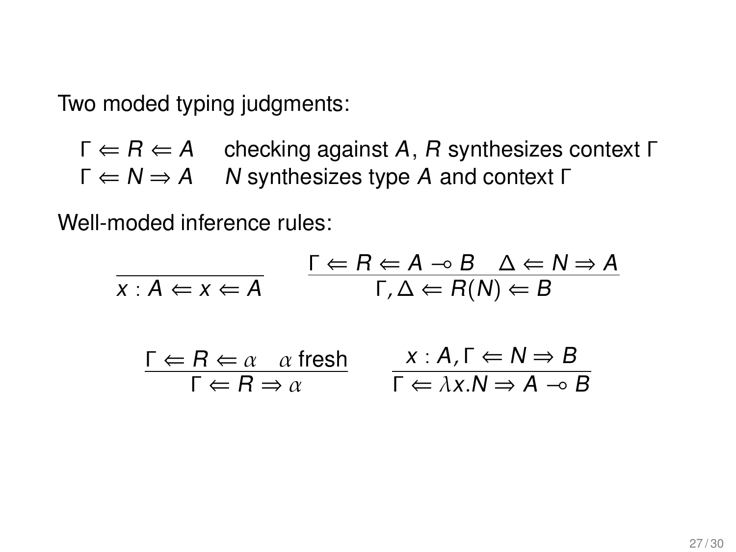Two moded typing judgments:

$\Gamma \Leftarrow R \Leftarrow A$ checking against $A$, $R$ synthesizes context $\Gamma$

$\Gamma \Leftarrow N \Rightarrow A$ $N$ synthesizes type $A$ and context $\Gamma$

Well-moded inference rules:

$$\frac{}{x : A \Leftarrow x \Leftarrow A} \qquad \frac{\Gamma \Leftarrow R \Leftarrow A \multimap B \quad \Delta \Leftarrow N \Rightarrow A}{\Gamma, \Delta \Leftarrow R(N) \Leftarrow B}$$

$$\frac{\Gamma \Leftarrow R \Leftarrow \alpha \quad \alpha \text{ fresh}}{\Gamma \Leftarrow R \Rightarrow \alpha} \qquad \frac{x : A, \Gamma \Leftarrow N \Rightarrow B}{\Gamma \Leftarrow \lambda x.N \Rightarrow A \multimap B}$$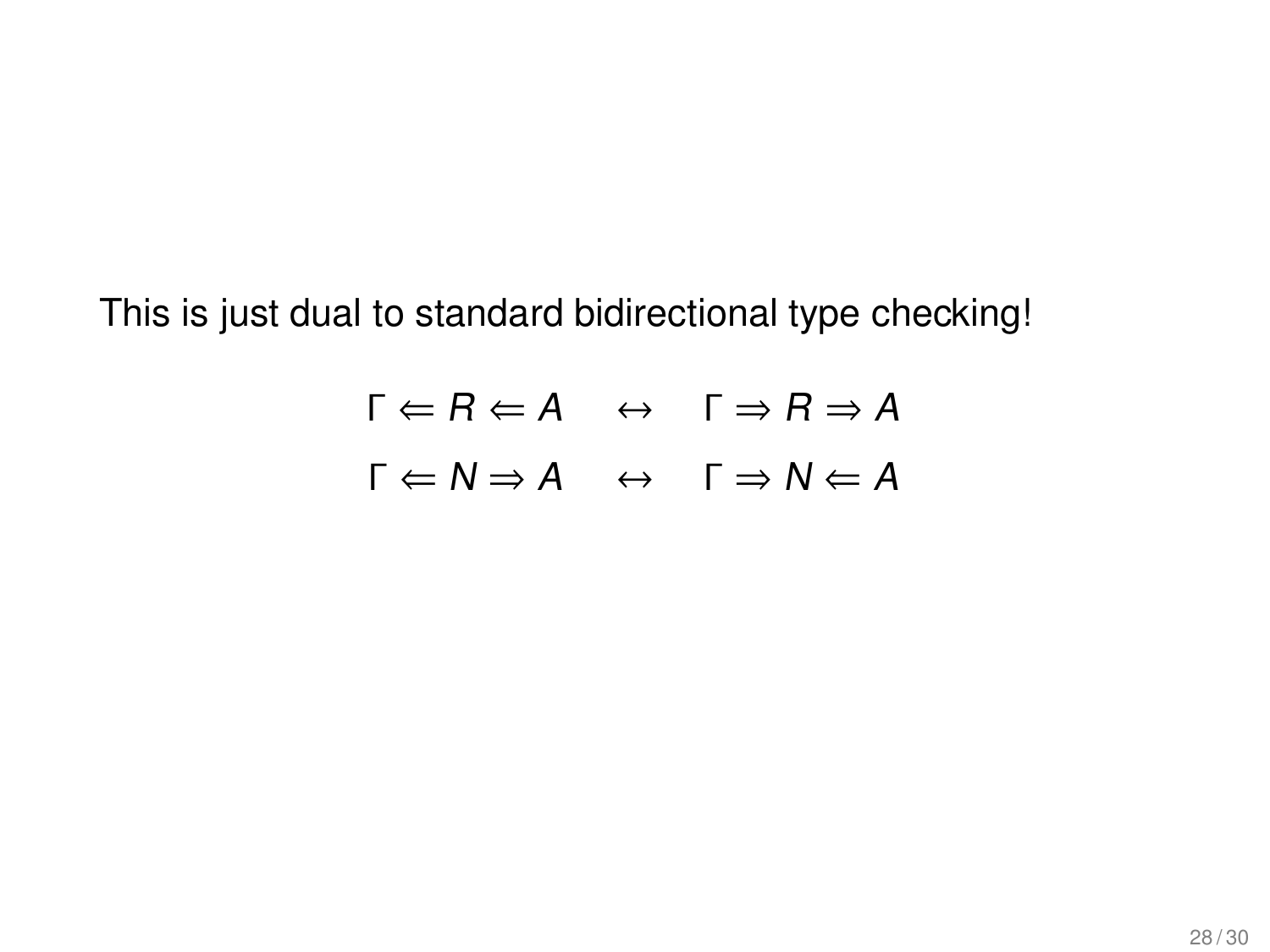This is just dual to standard bidirectional type checking!

$$
\begin{array}{lcl}
\Gamma \Leftarrow R \Leftarrow A & \leftrightarrow & \Gamma \Rightarrow R \Rightarrow A \\
\Gamma \Leftarrow N \Rightarrow A & \leftrightarrow & \Gamma \Rightarrow N \Leftarrow A
\end{array}
$$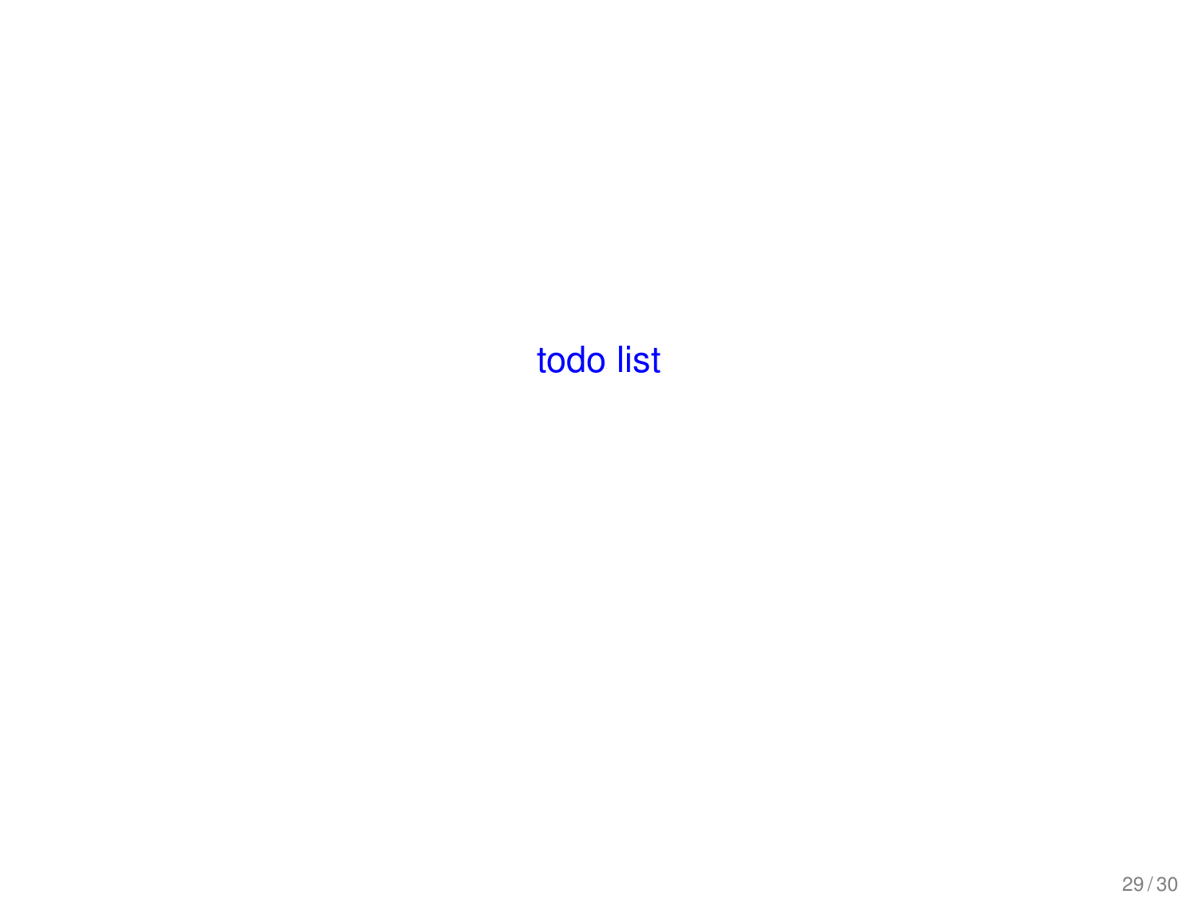todo list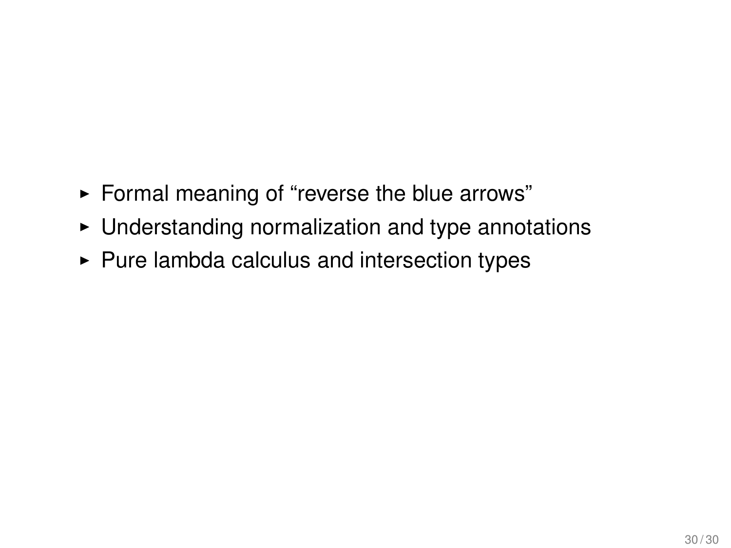- Formal meaning of “reverse the blue arrows”
- Understanding normalization and type annotations
- Pure lambda calculus and intersection types